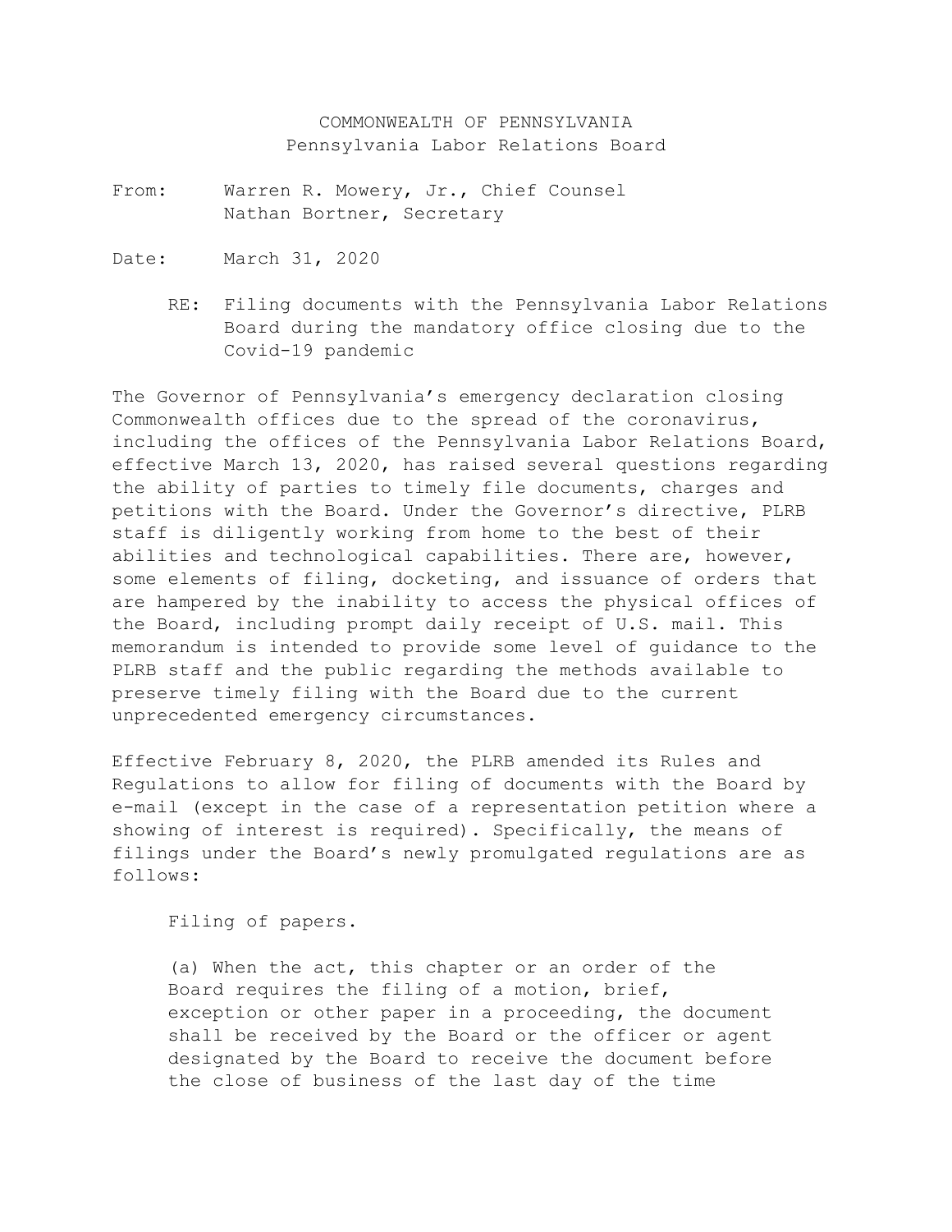COMMONWEALTH OF PENNSYLVANIA
Pennsylvania Labor Relations Board

From: Warren R. Mowery, Jr., Chief Counsel
Nathan Bortner, Secretary

Date: March 31, 2020

RE: Filing documents with the Pennsylvania Labor Relations Board during the mandatory office closing due to the Covid-19 pandemic

The Governor of Pennsylvania's emergency declaration closing Commonwealth offices due to the spread of the coronavirus, including the offices of the Pennsylvania Labor Relations Board, effective March 13, 2020, has raised several questions regarding the ability of parties to timely file documents, charges and petitions with the Board. Under the Governor's directive, PLRB staff is diligently working from home to the best of their abilities and technological capabilities. There are, however, some elements of filing, docketing, and issuance of orders that are hampered by the inability to access the physical offices of the Board, including prompt daily receipt of U.S. mail. This memorandum is intended to provide some level of guidance to the PLRB staff and the public regarding the methods available to preserve timely filing with the Board due to the current unprecedented emergency circumstances.

Effective February 8, 2020, the PLRB amended its Rules and Regulations to allow for filing of documents with the Board by e-mail (except in the case of a representation petition where a showing of interest is required). Specifically, the means of filings under the Board's newly promulgated regulations are as follows:

> Filing of papers.
>
> (a) When the act, this chapter or an order of the Board requires the filing of a motion, brief, exception or other paper in a proceeding, the document shall be received by the Board or the officer or agent designated by the Board to receive the document before the close of business of the last day of the time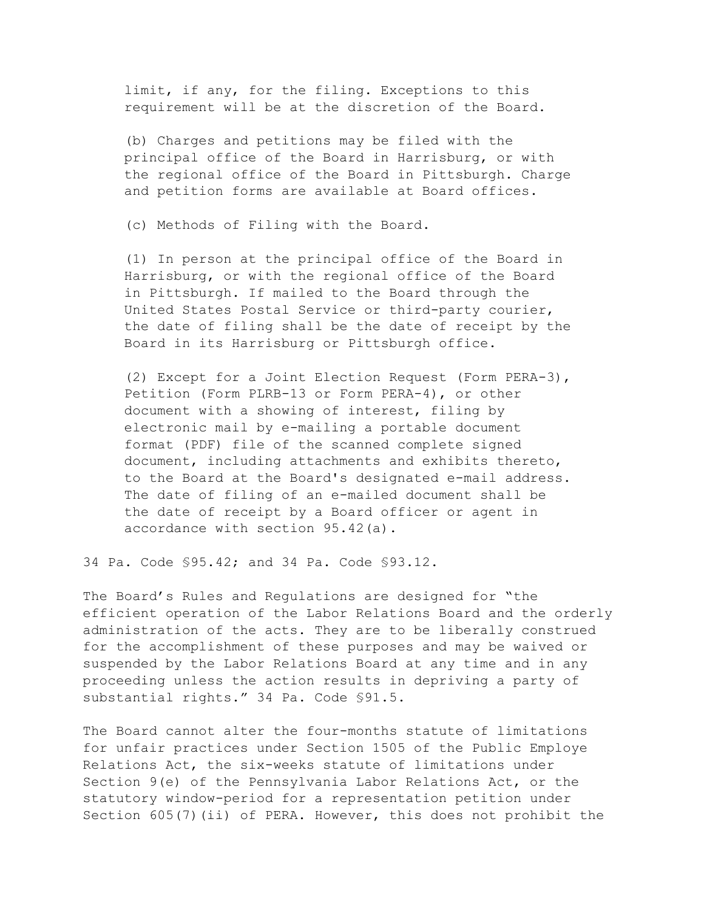limit, if any, for the filing. Exceptions to this requirement will be at the discretion of the Board.

> (b) Charges and petitions may be filed with the principal office of the Board in Harrisburg, or with the regional office of the Board in Pittsburgh. Charge and petition forms are available at Board offices.
>
> (c) Methods of Filing with the Board.
>
> (1) In person at the principal office of the Board in Harrisburg, or with the regional office of the Board in Pittsburgh. If mailed to the Board through the United States Postal Service or third-party courier, the date of filing shall be the date of receipt by the Board in its Harrisburg or Pittsburgh office.
>
> (2) Except for a Joint Election Request (Form PERA-3), Petition (Form PLRB-13 or Form PERA-4), or other document with a showing of interest, filing by electronic mail by e-mailing a portable document format (PDF) file of the scanned complete signed document, including attachments and exhibits thereto, to the Board at the Board's designated e-mail address. The date of filing of an e-mailed document shall be the date of receipt by a Board officer or agent in accordance with section 95.42(a).

34 Pa. Code §95.42; and 34 Pa. Code §93.12.

The Board's Rules and Regulations are designed for "the efficient operation of the Labor Relations Board and the orderly administration of the acts. They are to be liberally construed for the accomplishment of these purposes and may be waived or suspended by the Labor Relations Board at any time and in any proceeding unless the action results in depriving a party of substantial rights." 34 Pa. Code §91.5.

The Board cannot alter the four-months statute of limitations for unfair practices under Section 1505 of the Public Employe Relations Act, the six-weeks statute of limitations under Section 9(e) of the Pennsylvania Labor Relations Act, or the statutory window-period for a representation petition under Section 605(7)(ii) of PERA. However, this does not prohibit the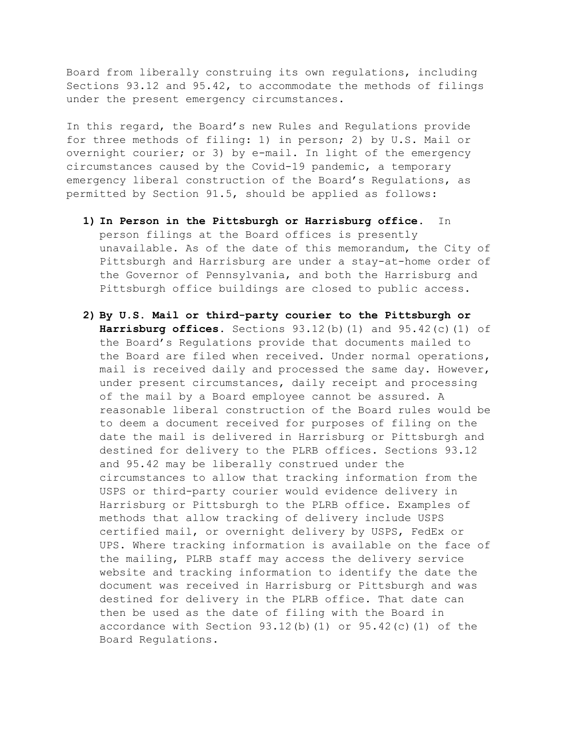Board from liberally construing its own regulations, including Sections 93.12 and 95.42, to accommodate the methods of filings under the present emergency circumstances.

In this regard, the Board's new Rules and Regulations provide for three methods of filing: 1) in person; 2) by U.S. Mail or overnight courier; or 3) by e-mail. In light of the emergency circumstances caused by the Covid-19 pandemic, a temporary emergency liberal construction of the Board's Regulations, as permitted by Section 91.5, should be applied as follows:

1) **In Person in the Pittsburgh or Harrisburg office.** In person filings at the Board offices is presently unavailable. As of the date of this memorandum, the City of Pittsburgh and Harrisburg are under a stay-at-home order of the Governor of Pennsylvania, and both the Harrisburg and Pittsburgh office buildings are closed to public access.

2) **By U.S. Mail or third-party courier to the Pittsburgh or Harrisburg offices.** Sections 93.12(b)(1) and 95.42(c)(1) of the Board's Regulations provide that documents mailed to the Board are filed when received. Under normal operations, mail is received daily and processed the same day. However, under present circumstances, daily receipt and processing of the mail by a Board employee cannot be assured. A reasonable liberal construction of the Board rules would be to deem a document received for purposes of filing on the date the mail is delivered in Harrisburg or Pittsburgh and destined for delivery to the PLRB offices. Sections 93.12 and 95.42 may be liberally construed under the circumstances to allow that tracking information from the USPS or third-party courier would evidence delivery in Harrisburg or Pittsburgh to the PLRB office. Examples of methods that allow tracking of delivery include USPS certified mail, or overnight delivery by USPS, FedEx or UPS. Where tracking information is available on the face of the mailing, PLRB staff may access the delivery service website and tracking information to identify the date the document was received in Harrisburg or Pittsburgh and was destined for delivery in the PLRB office. That date can then be used as the date of filing with the Board in accordance with Section 93.12(b)(1) or 95.42(c)(1) of the Board Regulations.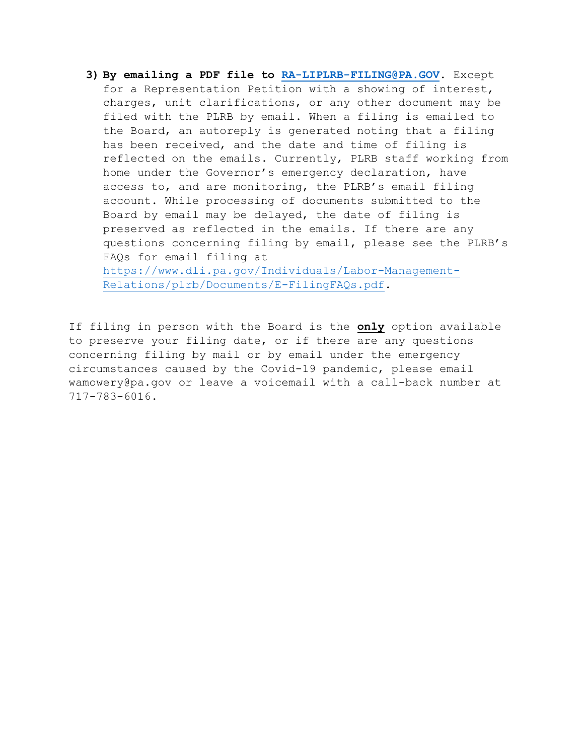3) **By emailing a PDF file to [RA-LIPLRB-FILING@PA.GOV](mailto:RA-LIPLRB-FILING@PA.GOV).** Except for a Representation Petition with a showing of interest, charges, unit clarifications, or any other document may be filed with the PLRB by email. When a filing is emailed to the Board, an autoreply is generated noting that a filing has been received, and the date and time of filing is reflected on the emails. Currently, PLRB staff working from home under the Governor's emergency declaration, have access to, and are monitoring, the PLRB's email filing account. While processing of documents submitted to the Board by email may be delayed, the date of filing is preserved as reflected in the emails. If there are any questions concerning filing by email, please see the PLRB's FAQs for email filing at [https://www.dli.pa.gov/Individuals/Labor-Management-Relations/plrb/Documents/E-FilingFAQs.pdf](https://www.dli.pa.gov/Individuals/Labor-Management-Relations/plrb/Documents/E-FilingFAQs.pdf).

If filing in person with the Board is the **only** option available to preserve your filing date, or if there are any questions concerning filing by mail or by email under the emergency circumstances caused by the Covid-19 pandemic, please email wamowery@pa.gov or leave a voicemail with a call-back number at 717-783-6016.